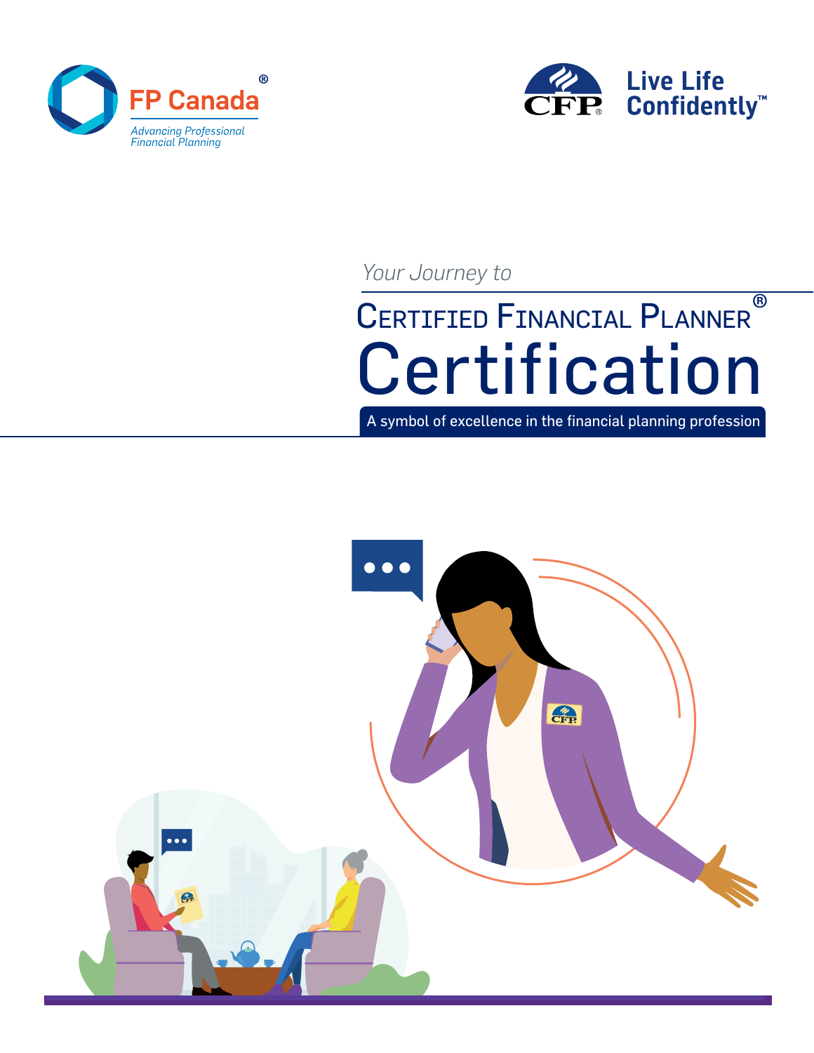FP Canada®

*Advancing Professional Financial Planning*

CFP® Live Life Confidently™

*Your Journey to*

# CERTIFIED FINANCIAL PLANNER® Certification

A symbol of excellence in the financial planning profession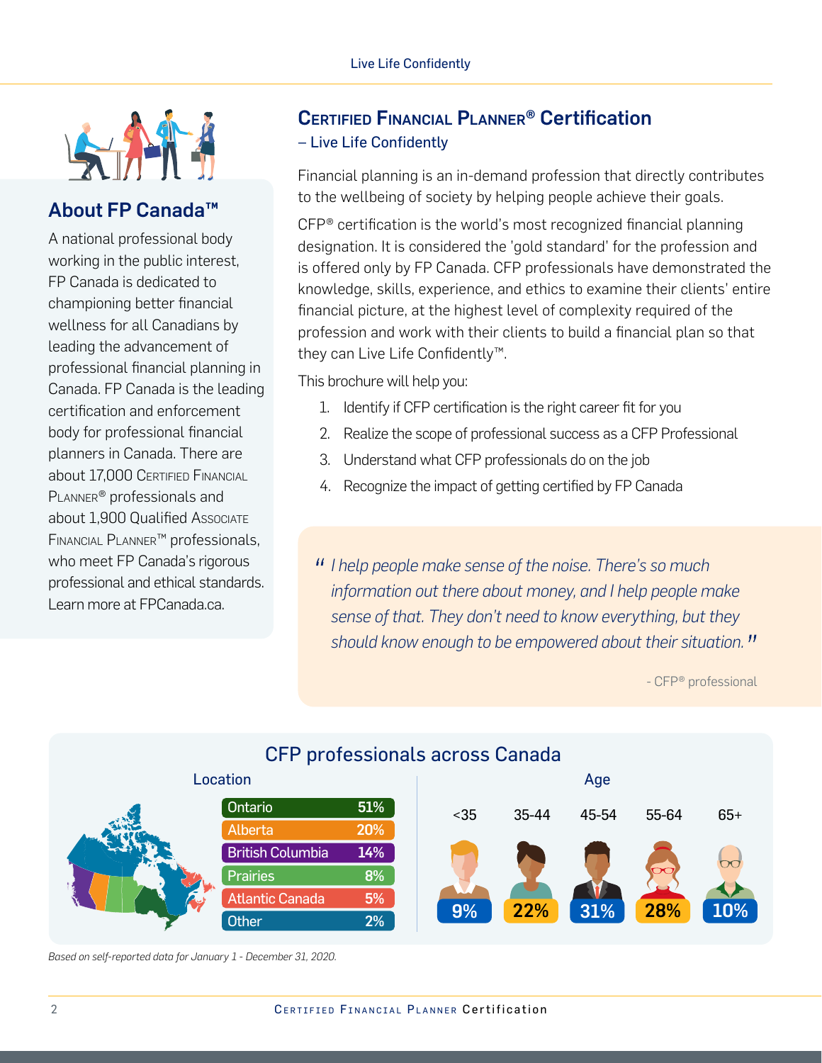## About FP Canada™

A national professional body working in the public interest, FP Canada is dedicated to championing better financial wellness for all Canadians by leading the advancement of professional financial planning in Canada. FP Canada is the leading certification and enforcement body for professional financial planners in Canada. There are about 17,000 Certified Financial Planner® professionals and about 1,900 Qualified Associate Financial Planner™ professionals, who meet FP Canada's rigorous professional and ethical standards. Learn more at FPCanada.ca.

## Certified Financial Planner® Certification

– Live Life Confidently

Financial planning is an in-demand profession that directly contributes to the wellbeing of society by helping people achieve their goals.

CFP® certification is the world's most recognized financial planning designation. It is considered the 'gold standard' for the profession and is offered only by FP Canada. CFP professionals have demonstrated the knowledge, skills, experience, and ethics to examine their clients' entire financial picture, at the highest level of complexity required of the profession and work with their clients to build a financial plan so that they can Live Life Confidently™.

This brochure will help you:

1. Identify if CFP certification is the right career fit for you
2. Realize the scope of professional success as a CFP Professional
3. Understand what CFP professionals do on the job
4. Recognize the impact of getting certified by FP Canada

> *"I help people make sense of the noise. There's so much information out there about money, and I help people make sense of that. They don't need to know everything, but they should know enough to be empowered about their situation."*
>
> \- CFP® professional

### CFP professionals across Canada

**Location**

| Location | % |
|---|---|
| Ontario | 51% |
| Alberta | 20% |
| British Columbia | 14% |
| Prairies | 8% |
| Atlantic Canada | 5% |
| Other | 2% |

**Age**

| <35 | 35-44 | 45-54 | 55-64 | 65+ |
|---|---|---|---|---|
| 9% | 22% | 31% | 28% | 10% |

*Based on self-reported data for January 1 - December 31, 2020.*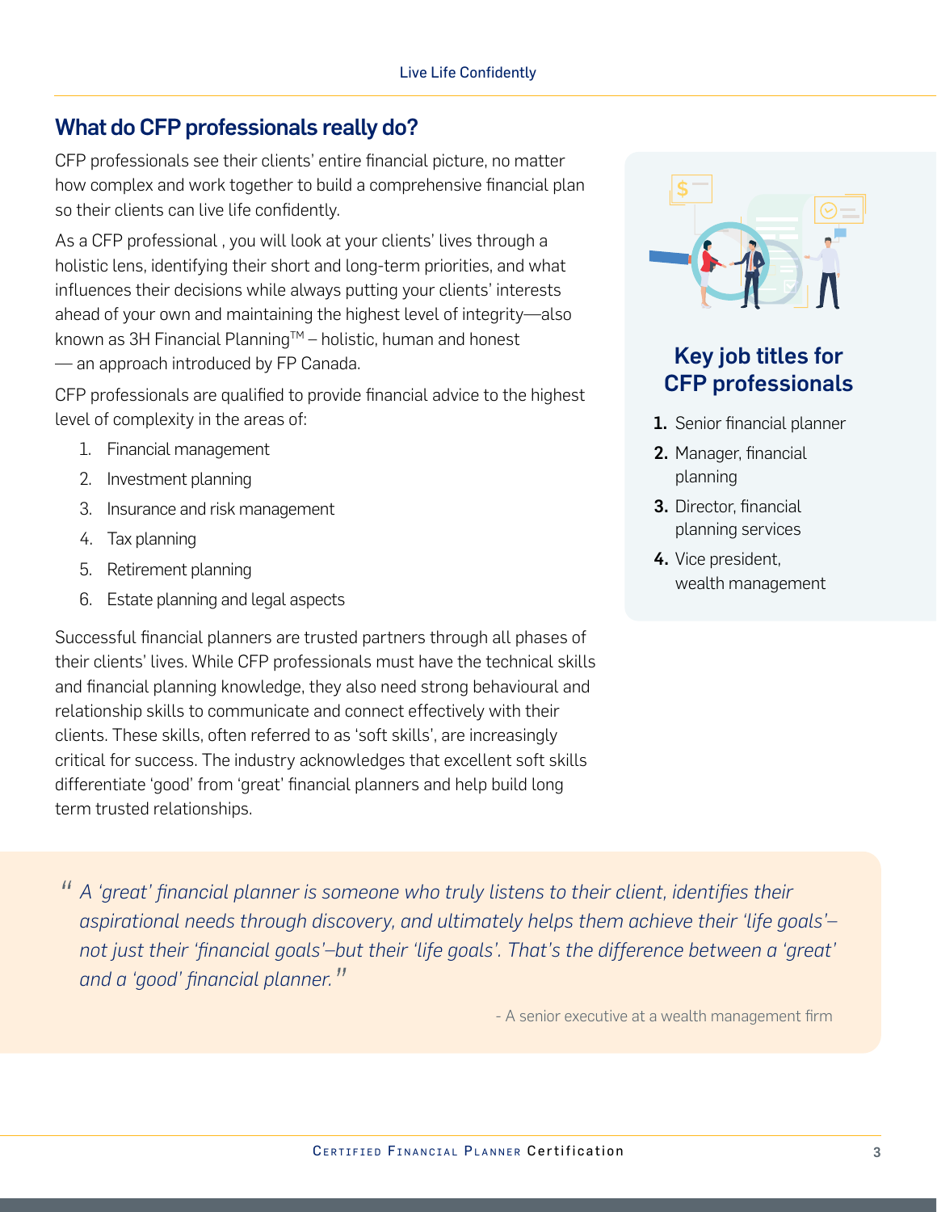## What do CFP professionals really do?

CFP professionals see their clients' entire financial picture, no matter how complex and work together to build a comprehensive financial plan so their clients can live life confidently.

As a CFP professional , you will look at your clients' lives through a holistic lens, identifying their short and long-term priorities, and what influences their decisions while always putting your clients' interests ahead of your own and maintaining the highest level of integrity—also known as 3H Financial Planning™ – holistic, human and honest — an approach introduced by FP Canada.

CFP professionals are qualified to provide financial advice to the highest level of complexity in the areas of:

1. Financial management
2. Investment planning
3. Insurance and risk management
4. Tax planning
5. Retirement planning
6. Estate planning and legal aspects

Successful financial planners are trusted partners through all phases of their clients' lives. While CFP professionals must have the technical skills and financial planning knowledge, they also need strong behavioural and relationship skills to communicate and connect effectively with their clients. These skills, often referred to as 'soft skills', are increasingly critical for success. The industry acknowledges that excellent soft skills differentiate 'good' from 'great' financial planners and help build long term trusted relationships.

### Key job titles for CFP professionals

1. Senior financial planner
2. Manager, financial planning
3. Director, financial planning services
4. Vice president, wealth management

> *"A 'great' financial planner is someone who truly listens to their client, identifies their aspirational needs through discovery, and ultimately helps them achieve their 'life goals'– not just their 'financial goals'–but their 'life goals'. That's the difference between a 'great' and a 'good' financial planner."*
>
> \- A senior executive at a wealth management firm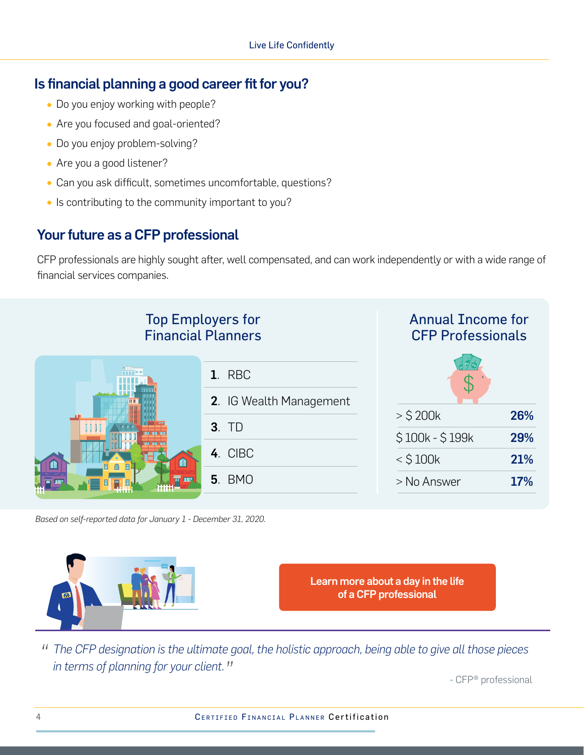## Is financial planning a good career fit for you?

- Do you enjoy working with people?
- Are you focused and goal-oriented?
- Do you enjoy problem-solving?
- Are you a good listener?
- Can you ask difficult, sometimes uncomfortable, questions?
- Is contributing to the community important to you?

## Your future as a CFP professional

CFP professionals are highly sought after, well compensated, and can work independently or with a wide range of financial services companies.

### Top Employers for Financial Planners

1. RBC
2. IG Wealth Management
3. TD
4. CIBC
5. BMO

### Annual Income for CFP Professionals

| Income | Percentage |
|---|---|
| > $ 200k | **26%** |
| $ 100k - $ 199k | **29%** |
| < $ 100k | **21%** |
| > No Answer | **17%** |

*Based on self-reported data for January 1 - December 31, 2020.*

**Learn more about a day in the life of a CFP professional**

> *"The CFP designation is the ultimate goal, the holistic approach, being able to give all those pieces in terms of planning for your client."*
>
> \- CFP® professional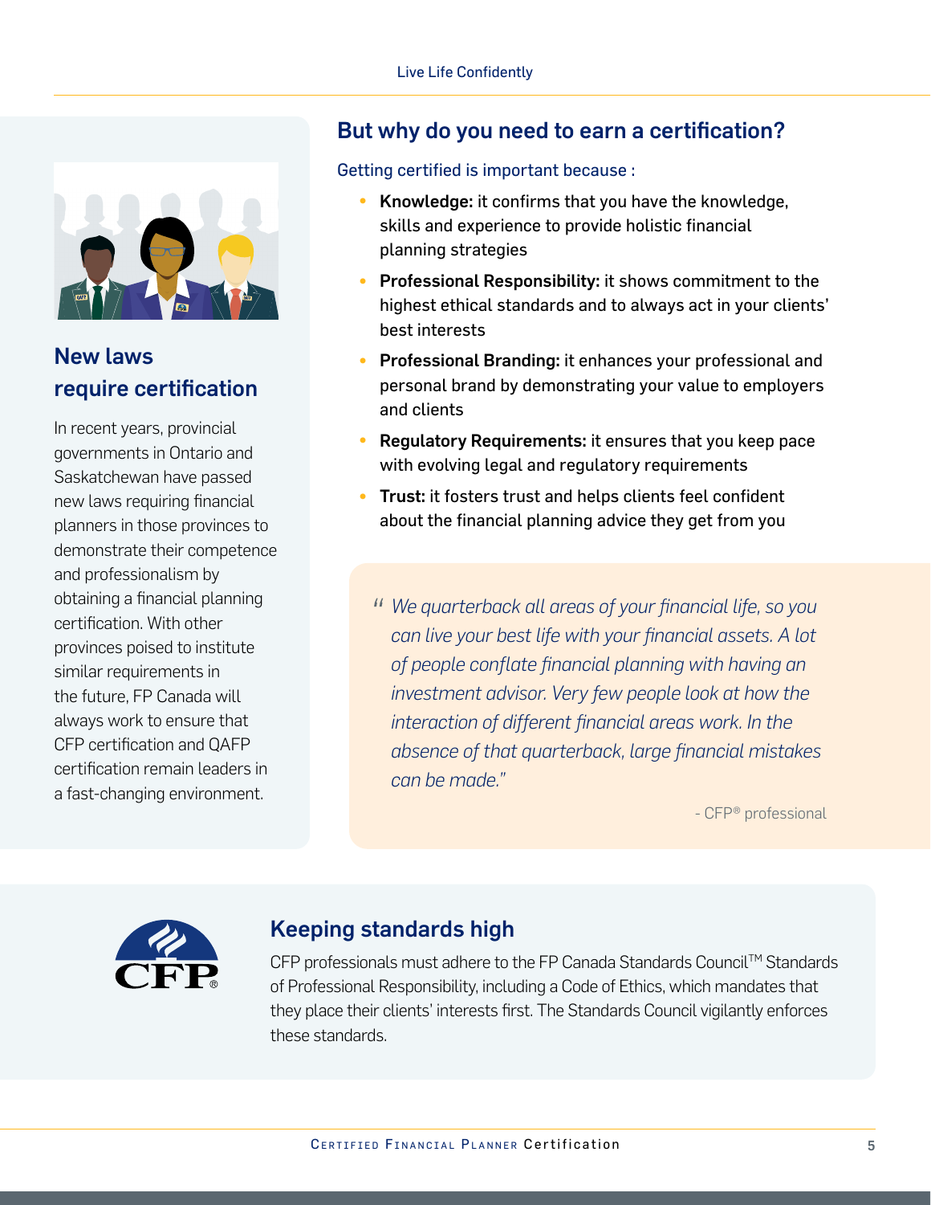## New laws require certification

In recent years, provincial governments in Ontario and Saskatchewan have passed new laws requiring financial planners in those provinces to demonstrate their competence and professionalism by obtaining a financial planning certification. With other provinces poised to institute similar requirements in the future, FP Canada will always work to ensure that CFP certification and QAFP certification remain leaders in a fast-changing environment.

## But why do you need to earn a certification?

Getting certified is important because :

- **Knowledge:** it confirms that you have the knowledge, skills and experience to provide holistic financial planning strategies
- **Professional Responsibility:** it shows commitment to the highest ethical standards and to always act in your clients' best interests
- **Professional Branding:** it enhances your professional and personal brand by demonstrating your value to employers and clients
- **Regulatory Requirements:** it ensures that you keep pace with evolving legal and regulatory requirements
- **Trust:** it fosters trust and helps clients feel confident about the financial planning advice they get from you

> *"We quarterback all areas of your financial life, so you can live your best life with your financial assets. A lot of people conflate financial planning with having an investment advisor. Very few people look at how the interaction of different financial areas work. In the absence of that quarterback, large financial mistakes can be made."*
>
> \- CFP® professional

## Keeping standards high

CFP professionals must adhere to the FP Canada Standards Council™ Standards of Professional Responsibility, including a Code of Ethics, which mandates that they place their clients' interests first. The Standards Council vigilantly enforces these standards.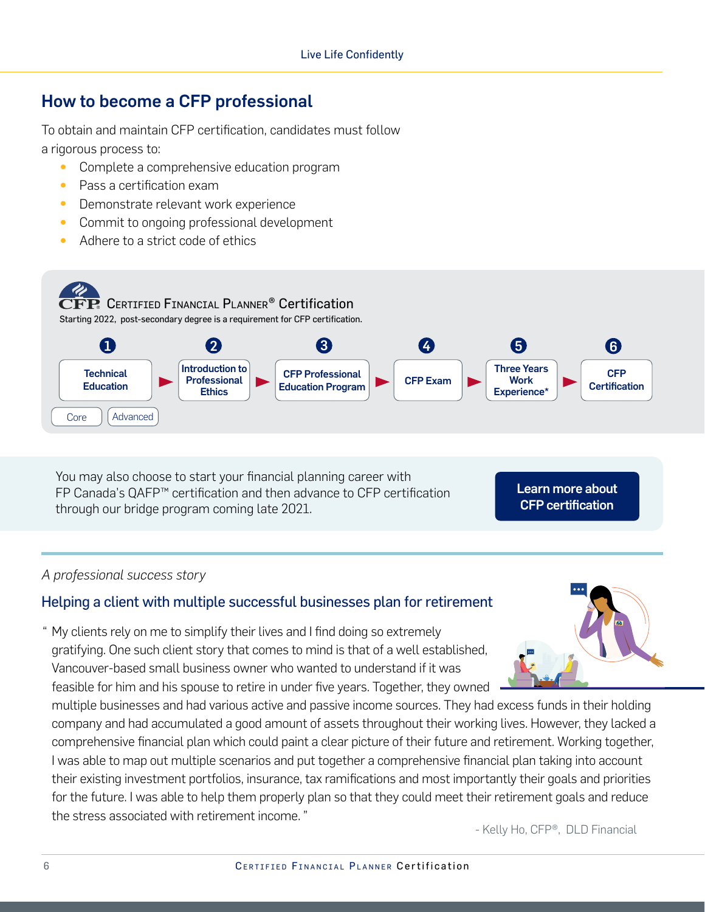## How to become a CFP professional

To obtain and maintain CFP certification, candidates must follow a rigorous process to:

- Complete a comprehensive education program
- Pass a certification exam
- Demonstrate relevant work experience
- Commit to ongoing professional development
- Adhere to a strict code of ethics

**CFP Certified Financial Planner® Certification**

Starting 2022, post-secondary degree is a requirement for CFP certification.

1. **Technical Education** (Core, Advanced)
2. **Introduction to Professional Ethics**
3. **CFP Professional Education Program**
4. **CFP Exam**
5. **Three Years Work Experience***
6. **CFP Certification**

You may also choose to start your financial planning career with FP Canada's QAFP™ certification and then advance to CFP certification through our bridge program coming late 2021.

**Learn more about CFP certification**

*A professional success story*

### Helping a client with multiple successful businesses plan for retirement

" My clients rely on me to simplify their lives and I find doing so extremely gratifying. One such client story that comes to mind is that of a well established, Vancouver-based small business owner who wanted to understand if it was feasible for him and his spouse to retire in under five years. Together, they owned multiple businesses and had various active and passive income sources. They had excess funds in their holding company and had accumulated a good amount of assets throughout their working lives. However, they lacked a comprehensive financial plan which could paint a clear picture of their future and retirement. Working together, I was able to map out multiple scenarios and put together a comprehensive financial plan taking into account their existing investment portfolios, insurance, tax ramifications and most importantly their goals and priorities for the future. I was able to help them properly plan so that they could meet their retirement goals and reduce the stress associated with retirement income. "

- Kelly Ho, CFP®, DLD Financial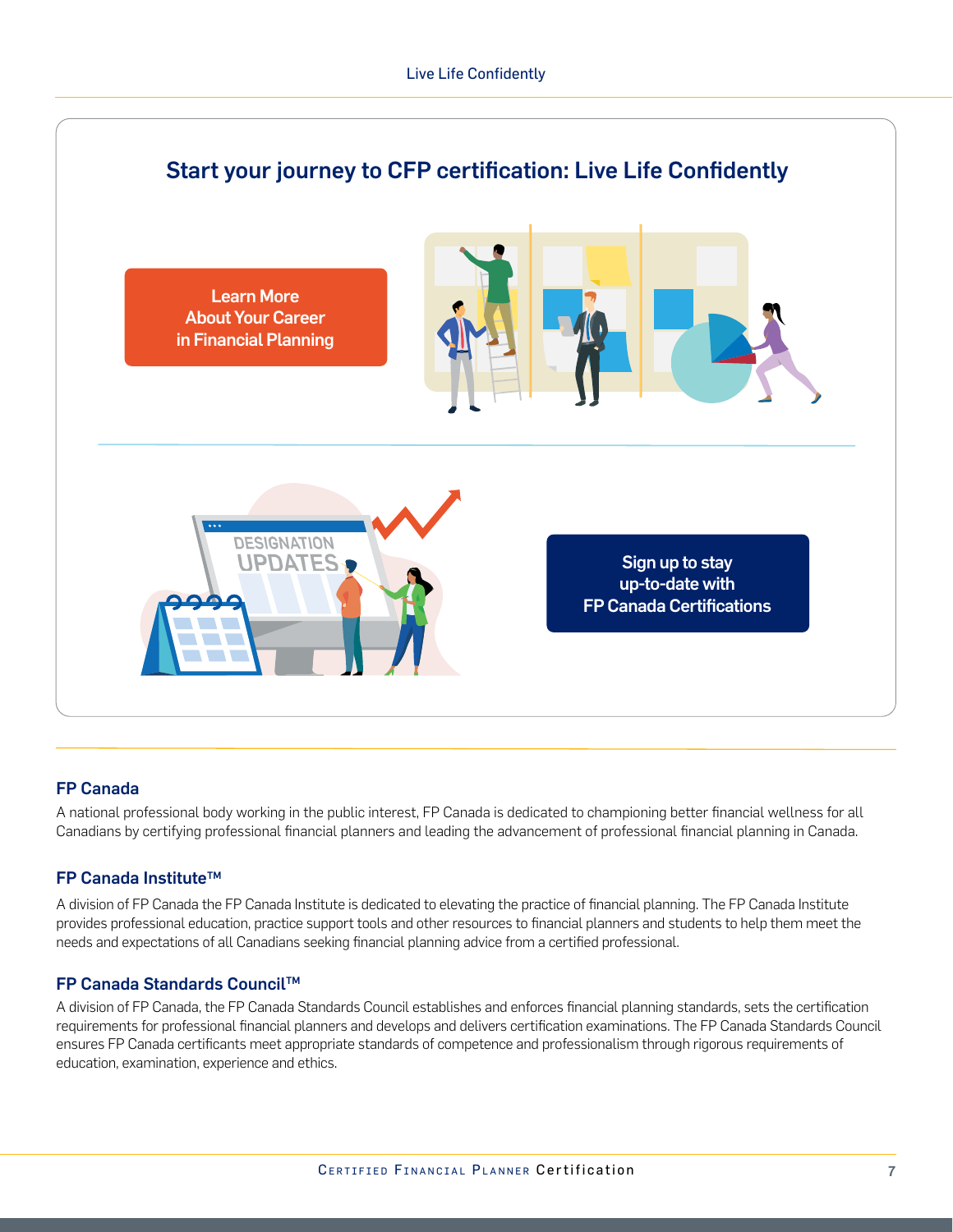## Start your journey to CFP certification: Live Life Confidently

Learn More About Your Career in Financial Planning

Sign up to stay up-to-date with FP Canada Certifications

### FP Canada

A national professional body working in the public interest, FP Canada is dedicated to championing better financial wellness for all Canadians by certifying professional financial planners and leading the advancement of professional financial planning in Canada.

### FP Canada Institute™

A division of FP Canada the FP Canada Institute is dedicated to elevating the practice of financial planning. The FP Canada Institute provides professional education, practice support tools and other resources to financial planners and students to help them meet the needs and expectations of all Canadians seeking financial planning advice from a certified professional.

### FP Canada Standards Council™

A division of FP Canada, the FP Canada Standards Council establishes and enforces financial planning standards, sets the certification requirements for professional financial planners and develops and delivers certification examinations. The FP Canada Standards Council ensures FP Canada certificants meet appropriate standards of competence and professionalism through rigorous requirements of education, examination, experience and ethics.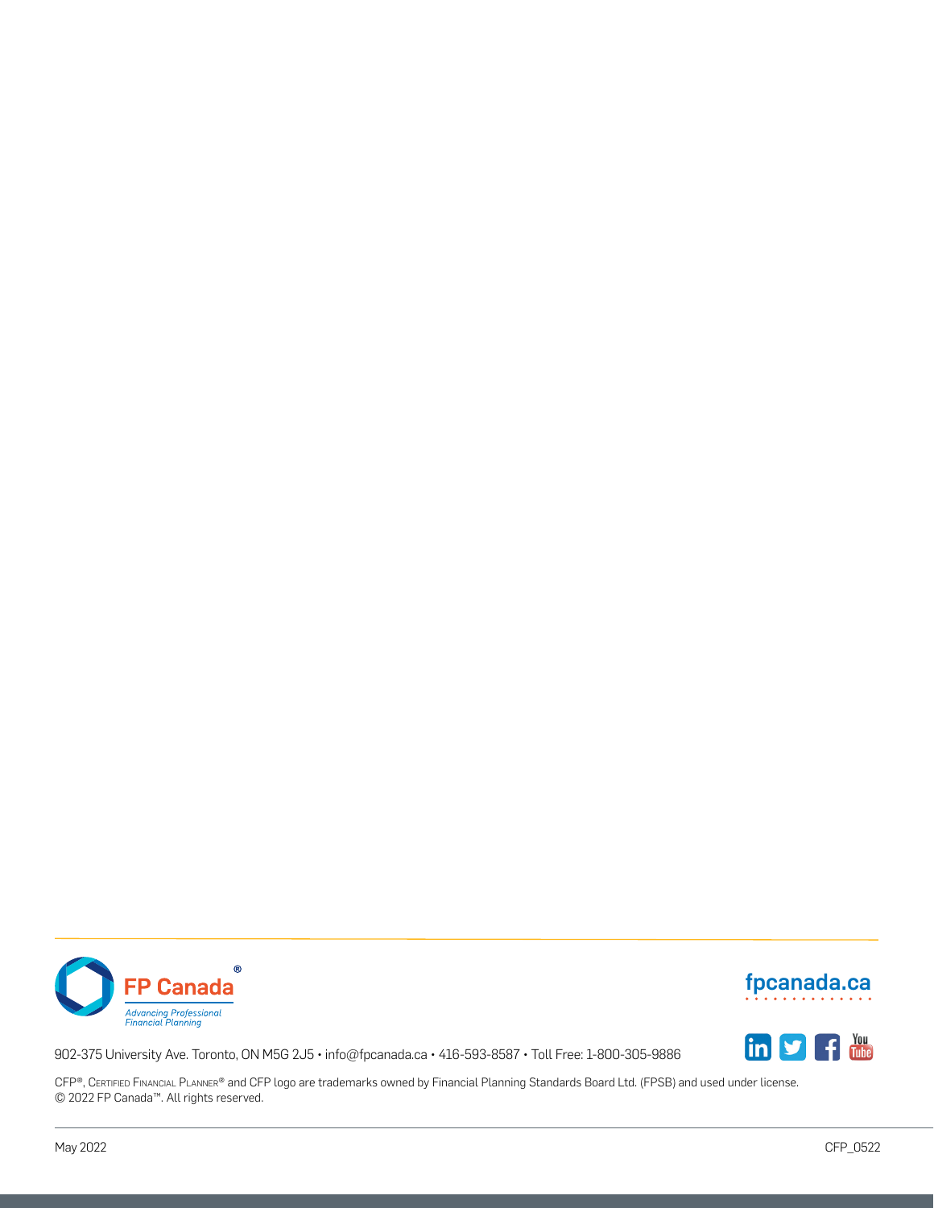FP Canada®

*Advancing Professional Financial Planning*

fpcanada.ca

902-375 University Ave. Toronto, ON M5G 2J5 • info@fpcanada.ca • 416-593-8587 • Toll Free: 1-800-305-9886

CFP®, CERTIFIED FINANCIAL PLANNER® and CFP logo are trademarks owned by Financial Planning Standards Board Ltd. (FPSB) and used under license.
© 2022 FP Canada™. All rights reserved.

May 2022

CFP_0522